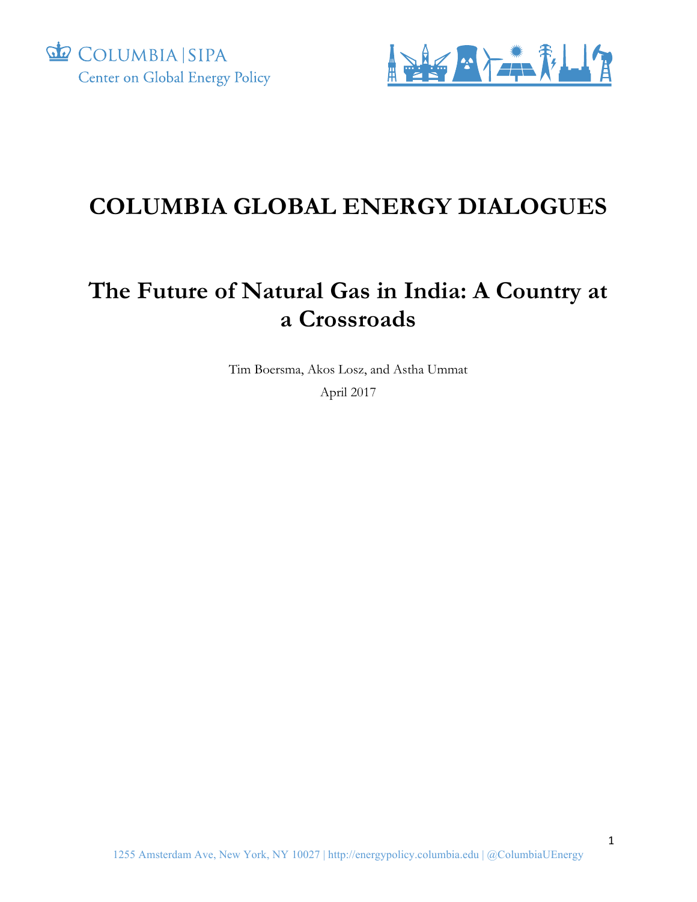COLUMBIA | SIPA
Center on Global Energy Policy

# COLUMBIA GLOBAL ENERGY DIALOGUES

## The Future of Natural Gas in India: A Country at a Crossroads

Tim Boersma, Akos Losz, and Astha Ummat

April 2017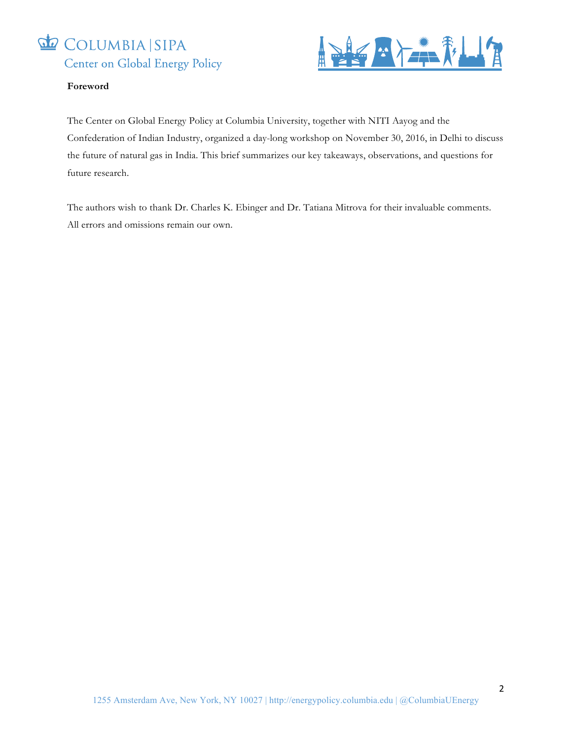**Foreword**

The Center on Global Energy Policy at Columbia University, together with NITI Aayog and the Confederation of Indian Industry, organized a day-long workshop on November 30, 2016, in Delhi to discuss the future of natural gas in India. This brief summarizes our key takeaways, observations, and questions for future research.

The authors wish to thank Dr. Charles K. Ebinger and Dr. Tatiana Mitrova for their invaluable comments. All errors and omissions remain our own.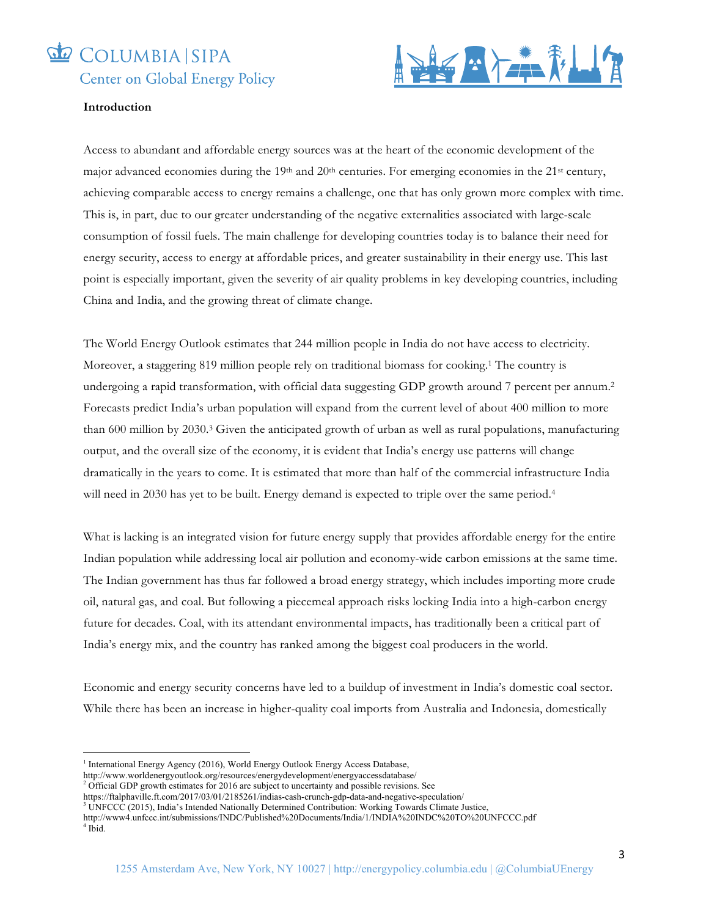**Introduction**

Access to abundant and affordable energy sources was at the heart of the economic development of the major advanced economies during the 19th and 20th centuries. For emerging economies in the 21st century, achieving comparable access to energy remains a challenge, one that has only grown more complex with time. This is, in part, due to our greater understanding of the negative externalities associated with large-scale consumption of fossil fuels. The main challenge for developing countries today is to balance their need for energy security, access to energy at affordable prices, and greater sustainability in their energy use. This last point is especially important, given the severity of air quality problems in key developing countries, including China and India, and the growing threat of climate change.

The World Energy Outlook estimates that 244 million people in India do not have access to electricity. Moreover, a staggering 819 million people rely on traditional biomass for cooking.[1] The country is undergoing a rapid transformation, with official data suggesting GDP growth around 7 percent per annum.[2] Forecasts predict India's urban population will expand from the current level of about 400 million to more than 600 million by 2030.[3] Given the anticipated growth of urban as well as rural populations, manufacturing output, and the overall size of the economy, it is evident that India's energy use patterns will change dramatically in the years to come. It is estimated that more than half of the commercial infrastructure India will need in 2030 has yet to be built. Energy demand is expected to triple over the same period.[4]

What is lacking is an integrated vision for future energy supply that provides affordable energy for the entire Indian population while addressing local air pollution and economy-wide carbon emissions at the same time. The Indian government has thus far followed a broad energy strategy, which includes importing more crude oil, natural gas, and coal. But following a piecemeal approach risks locking India into a high-carbon energy future for decades. Coal, with its attendant environmental impacts, has traditionally been a critical part of India's energy mix, and the country has ranked among the biggest coal producers in the world.

Economic and energy security concerns have led to a buildup of investment in India's domestic coal sector. While there has been an increase in higher-quality coal imports from Australia and Indonesia, domestically

---

[1] International Energy Agency (2016), World Energy Outlook Energy Access Database, http://www.worldenergyoutlook.org/resources/energydevelopment/energyaccessdatabase/

[2] Official GDP growth estimates for 2016 are subject to uncertainty and possible revisions. See https://ftalphaville.ft.com/2017/03/01/2185261/indias-cash-crunch-gdp-data-and-negative-speculation/

[3] UNFCCC (2015), India's Intended Nationally Determined Contribution: Working Towards Climate Justice, http://www4.unfccc.int/submissions/INDC/Published%20Documents/India/1/INDIA%20INDC%20TO%20UNFCCC.pdf

[4] Ibid.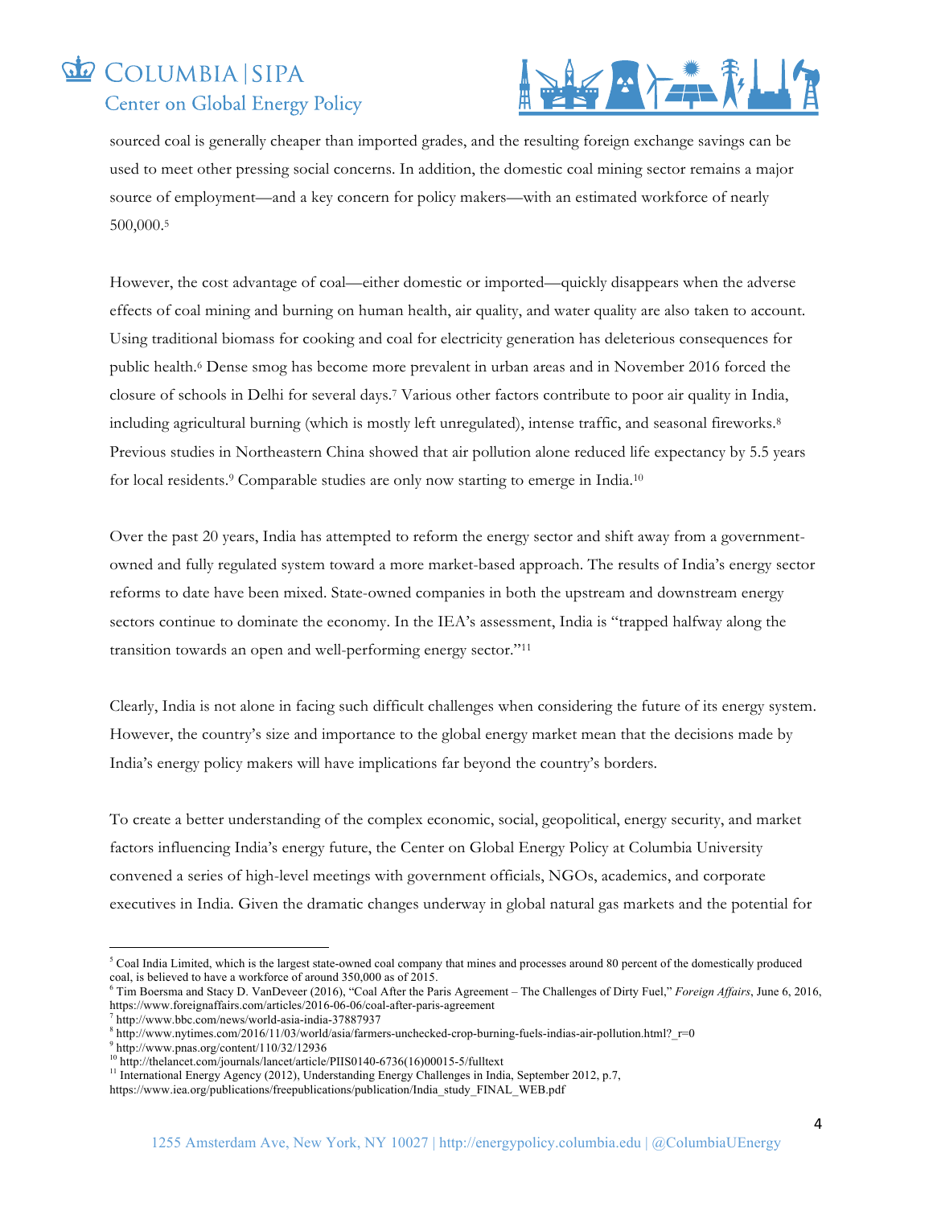sourced coal is generally cheaper than imported grades, and the resulting foreign exchange savings can be used to meet other pressing social concerns. In addition, the domestic coal mining sector remains a major source of employment—and a key concern for policy makers—with an estimated workforce of nearly 500,000.[5]

However, the cost advantage of coal—either domestic or imported—quickly disappears when the adverse effects of coal mining and burning on human health, air quality, and water quality are also taken to account. Using traditional biomass for cooking and coal for electricity generation has deleterious consequences for public health.[6] Dense smog has become more prevalent in urban areas and in November 2016 forced the closure of schools in Delhi for several days.[7] Various other factors contribute to poor air quality in India, including agricultural burning (which is mostly left unregulated), intense traffic, and seasonal fireworks.[8] Previous studies in Northeastern China showed that air pollution alone reduced life expectancy by 5.5 years for local residents.[9] Comparable studies are only now starting to emerge in India.[10]

Over the past 20 years, India has attempted to reform the energy sector and shift away from a government-owned and fully regulated system toward a more market-based approach. The results of India's energy sector reforms to date have been mixed. State-owned companies in both the upstream and downstream energy sectors continue to dominate the economy. In the IEA's assessment, India is "trapped halfway along the transition towards an open and well-performing energy sector."[11]

Clearly, India is not alone in facing such difficult challenges when considering the future of its energy system. However, the country's size and importance to the global energy market mean that the decisions made by India's energy policy makers will have implications far beyond the country's borders.

To create a better understanding of the complex economic, social, geopolitical, energy security, and market factors influencing India's energy future, the Center on Global Energy Policy at Columbia University convened a series of high-level meetings with government officials, NGOs, academics, and corporate executives in India. Given the dramatic changes underway in global natural gas markets and the potential for

---

[5] Coal India Limited, which is the largest state-owned coal company that mines and processes around 80 percent of the domestically produced coal, is believed to have a workforce of around 350,000 as of 2015.

[6] Tim Boersma and Stacy D. VanDeveer (2016), "Coal After the Paris Agreement – The Challenges of Dirty Fuel," *Foreign Affairs*, June 6, 2016, https://www.foreignaffairs.com/articles/2016-06-06/coal-after-paris-agreement

[7] http://www.bbc.com/news/world-asia-india-37887937

[8] http://www.nytimes.com/2016/11/03/world/asia/farmers-unchecked-crop-burning-fuels-indias-air-pollution.html?_r=0

[9] http://www.pnas.org/content/110/32/12936

[10] http://thelancet.com/journals/lancet/article/PIIS0140-6736(16)00015-5/fulltext

[11] International Energy Agency (2012), Understanding Energy Challenges in India, September 2012, p.7, https://www.iea.org/publications/freepublications/publication/India_study_FINAL_WEB.pdf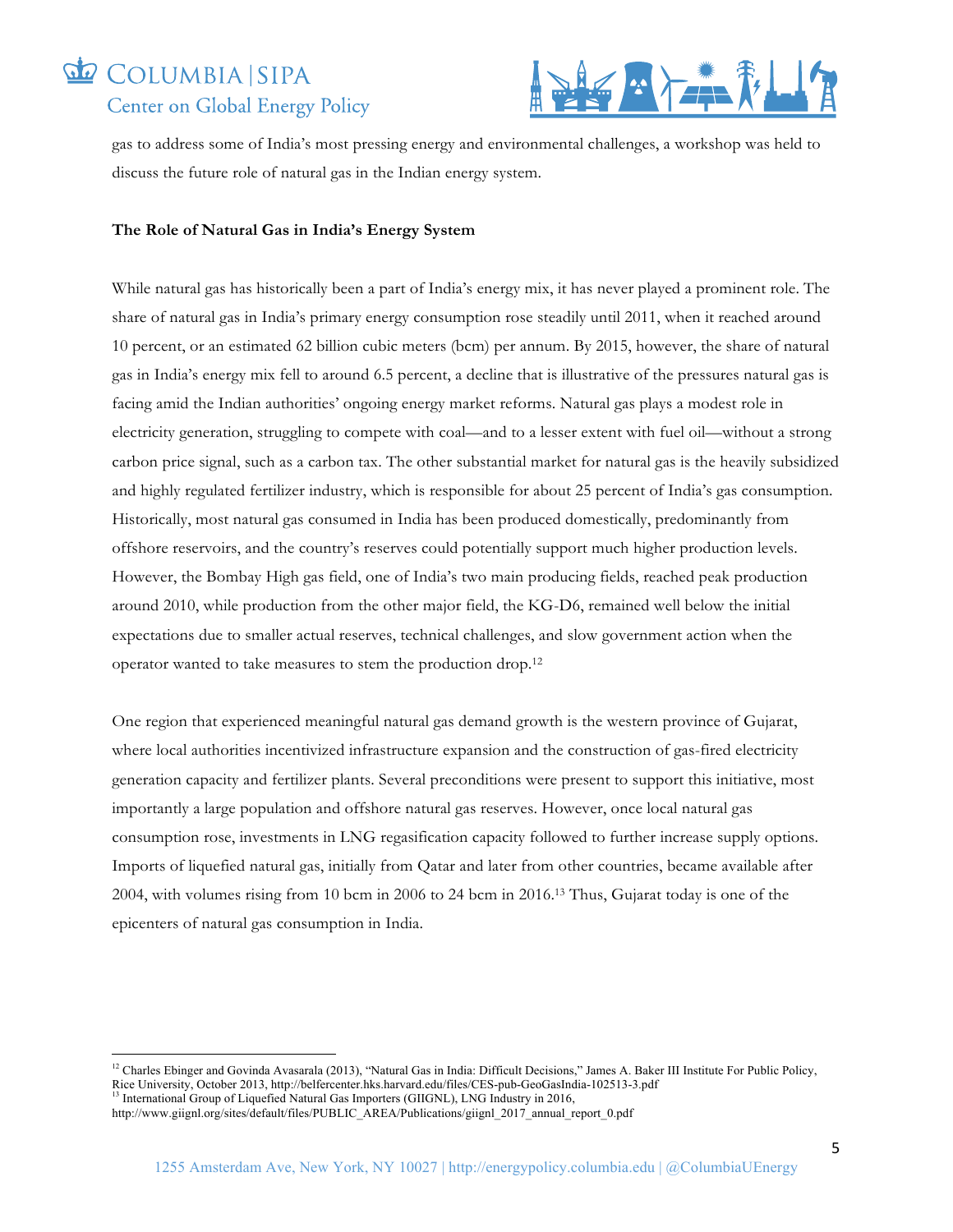gas to address some of India's most pressing energy and environmental challenges, a workshop was held to discuss the future role of natural gas in the Indian energy system.

**The Role of Natural Gas in India's Energy System**

While natural gas has historically been a part of India's energy mix, it has never played a prominent role. The share of natural gas in India's primary energy consumption rose steadily until 2011, when it reached around 10 percent, or an estimated 62 billion cubic meters (bcm) per annum. By 2015, however, the share of natural gas in India's energy mix fell to around 6.5 percent, a decline that is illustrative of the pressures natural gas is facing amid the Indian authorities' ongoing energy market reforms. Natural gas plays a modest role in electricity generation, struggling to compete with coal—and to a lesser extent with fuel oil—without a strong carbon price signal, such as a carbon tax. The other substantial market for natural gas is the heavily subsidized and highly regulated fertilizer industry, which is responsible for about 25 percent of India's gas consumption. Historically, most natural gas consumed in India has been produced domestically, predominantly from offshore reservoirs, and the country's reserves could potentially support much higher production levels. However, the Bombay High gas field, one of India's two main producing fields, reached peak production around 2010, while production from the other major field, the KG-D6, remained well below the initial expectations due to smaller actual reserves, technical challenges, and slow government action when the operator wanted to take measures to stem the production drop.[12]

One region that experienced meaningful natural gas demand growth is the western province of Gujarat, where local authorities incentivized infrastructure expansion and the construction of gas-fired electricity generation capacity and fertilizer plants. Several preconditions were present to support this initiative, most importantly a large population and offshore natural gas reserves. However, once local natural gas consumption rose, investments in LNG regasification capacity followed to further increase supply options. Imports of liquefied natural gas, initially from Qatar and later from other countries, became available after 2004, with volumes rising from 10 bcm in 2006 to 24 bcm in 2016.[13] Thus, Gujarat today is one of the epicenters of natural gas consumption in India.

---

[12] Charles Ebinger and Govinda Avasarala (2013), "Natural Gas in India: Difficult Decisions," James A. Baker III Institute For Public Policy, Rice University, October 2013, http://belfercenter.hks.harvard.edu/files/CES-pub-GeoGasIndia-102513-3.pdf

[13] International Group of Liquefied Natural Gas Importers (GIIGNL), LNG Industry in 2016, http://www.giignl.org/sites/default/files/PUBLIC_AREA/Publications/giignl_2017_annual_report_0.pdf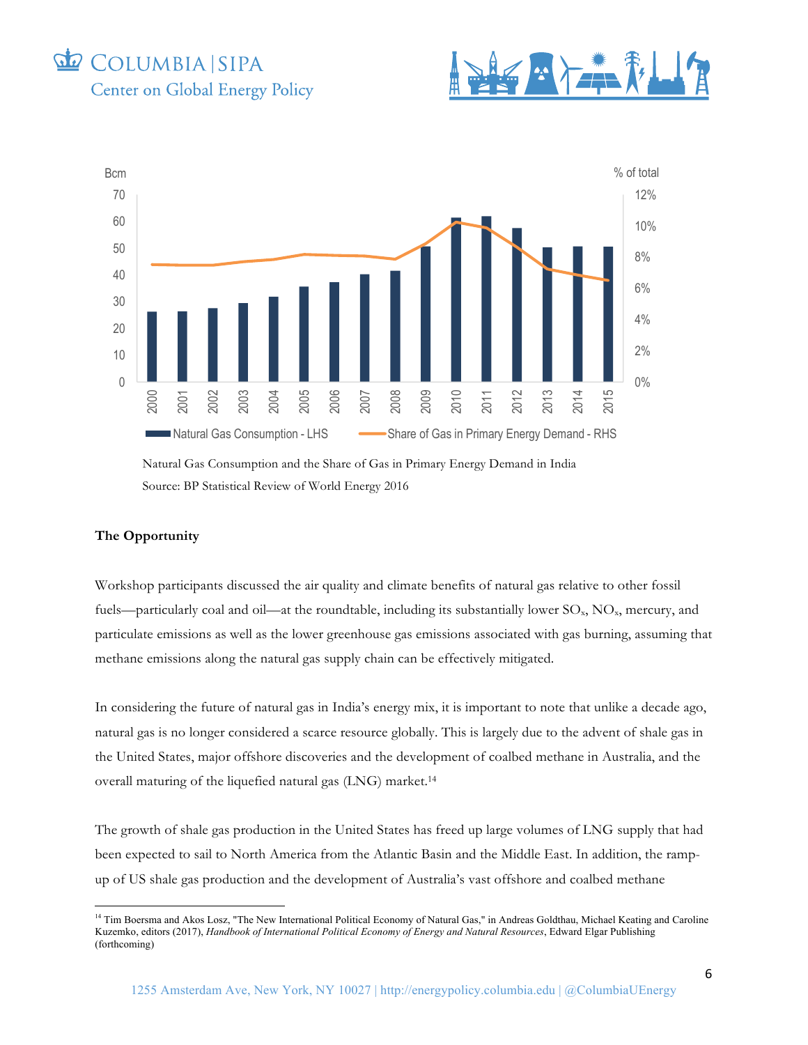Natural Gas Consumption and the Share of Gas in Primary Energy Demand in India

Source: BP Statistical Review of World Energy 2016

**The Opportunity**

Workshop participants discussed the air quality and climate benefits of natural gas relative to other fossil fuels—particularly coal and oil—at the roundtable, including its substantially lower $SO_x$, $NO_x$, mercury, and particulate emissions as well as the lower greenhouse gas emissions associated with gas burning, assuming that methane emissions along the natural gas supply chain can be effectively mitigated.

In considering the future of natural gas in India's energy mix, it is important to note that unlike a decade ago, natural gas is no longer considered a scarce resource globally. This is largely due to the advent of shale gas in the United States, major offshore discoveries and the development of coalbed methane in Australia, and the overall maturing of the liquefied natural gas (LNG) market.[14]

The growth of shale gas production in the United States has freed up large volumes of LNG supply that had been expected to sail to North America from the Atlantic Basin and the Middle East. In addition, the ramp-up of US shale gas production and the development of Australia's vast offshore and coalbed methane

[14] Tim Boersma and Akos Losz, "The New International Political Economy of Natural Gas," in Andreas Goldthau, Michael Keating and Caroline Kuzemko, editors (2017), *Handbook of International Political Economy of Energy and Natural Resources*, Edward Elgar Publishing (forthcoming)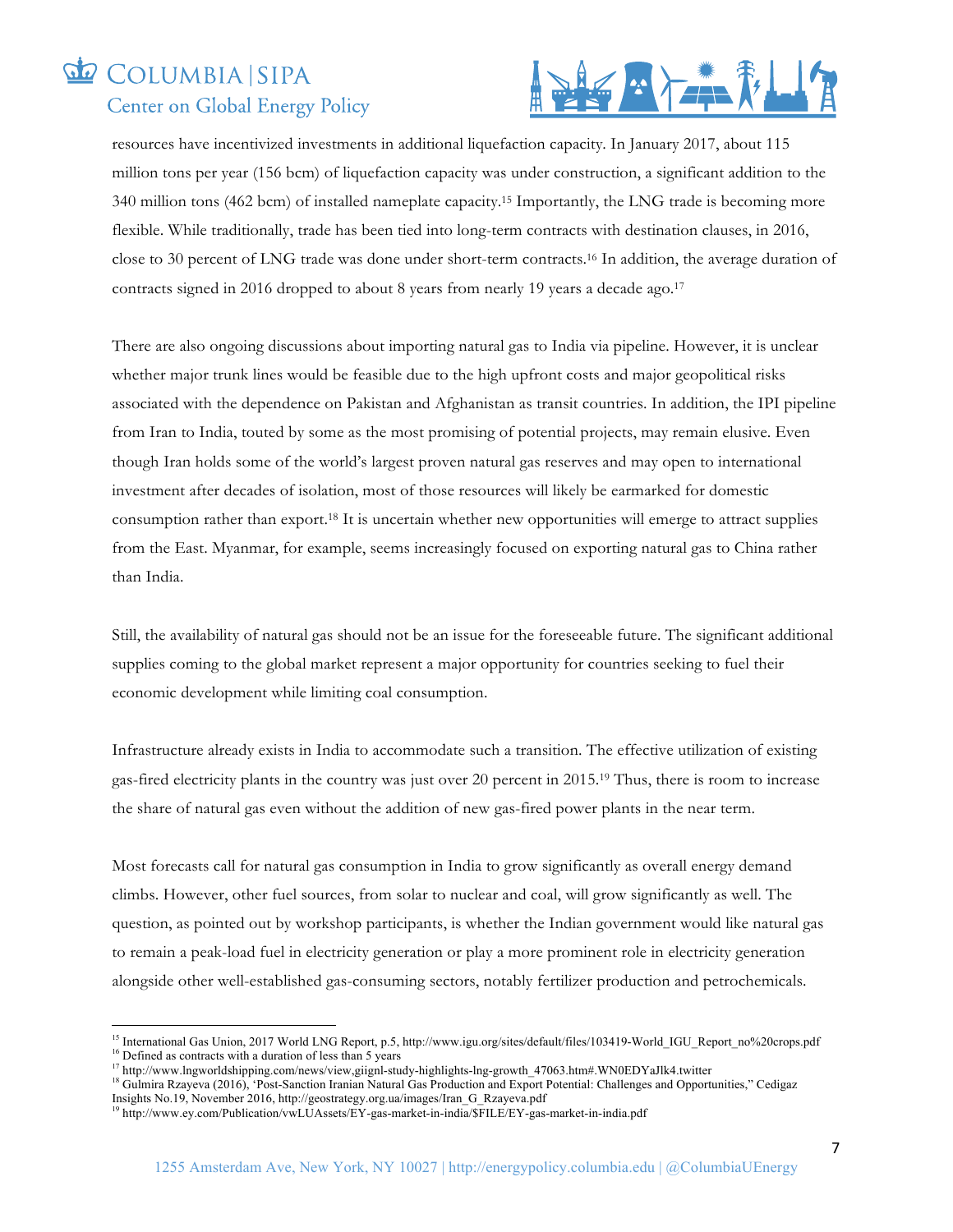resources have incentivized investments in additional liquefaction capacity. In January 2017, about 115 million tons per year (156 bcm) of liquefaction capacity was under construction, a significant addition to the 340 million tons (462 bcm) of installed nameplate capacity.[15] Importantly, the LNG trade is becoming more flexible. While traditionally, trade has been tied into long-term contracts with destination clauses, in 2016, close to 30 percent of LNG trade was done under short-term contracts.[16] In addition, the average duration of contracts signed in 2016 dropped to about 8 years from nearly 19 years a decade ago.[17]

There are also ongoing discussions about importing natural gas to India via pipeline. However, it is unclear whether major trunk lines would be feasible due to the high upfront costs and major geopolitical risks associated with the dependence on Pakistan and Afghanistan as transit countries. In addition, the IPI pipeline from Iran to India, touted by some as the most promising of potential projects, may remain elusive. Even though Iran holds some of the world's largest proven natural gas reserves and may open to international investment after decades of isolation, most of those resources will likely be earmarked for domestic consumption rather than export.[18] It is uncertain whether new opportunities will emerge to attract supplies from the East. Myanmar, for example, seems increasingly focused on exporting natural gas to China rather than India.

Still, the availability of natural gas should not be an issue for the foreseeable future. The significant additional supplies coming to the global market represent a major opportunity for countries seeking to fuel their economic development while limiting coal consumption.

Infrastructure already exists in India to accommodate such a transition. The effective utilization of existing gas-fired electricity plants in the country was just over 20 percent in 2015.[19] Thus, there is room to increase the share of natural gas even without the addition of new gas-fired power plants in the near term.

Most forecasts call for natural gas consumption in India to grow significantly as overall energy demand climbs. However, other fuel sources, from solar to nuclear and coal, will grow significantly as well. The question, as pointed out by workshop participants, is whether the Indian government would like natural gas to remain a peak-load fuel in electricity generation or play a more prominent role in electricity generation alongside other well-established gas-consuming sectors, notably fertilizer production and petrochemicals.

---

[15] International Gas Union, 2017 World LNG Report, p.5, http://www.igu.org/sites/default/files/103419-World_IGU_Report_no%20crops.pdf
[16] Defined as contracts with a duration of less than 5 years
[17] http://www.lngworldshipping.com/news/view,giignl-study-highlights-lng-growth_47063.htm#.WN0EDYaJlk4.twitter
[18] Gulmira Rzayeva (2016), 'Post-Sanction Iranian Natural Gas Production and Export Potential: Challenges and Opportunities," Cedigaz Insights No.19, November 2016, http://geostrategy.org.ua/images/Iran_G_Rzayeva.pdf
[19] http://www.ey.com/Publication/vwLUAssets/EY-gas-market-in-india/$FILE/EY-gas-market-in-india.pdf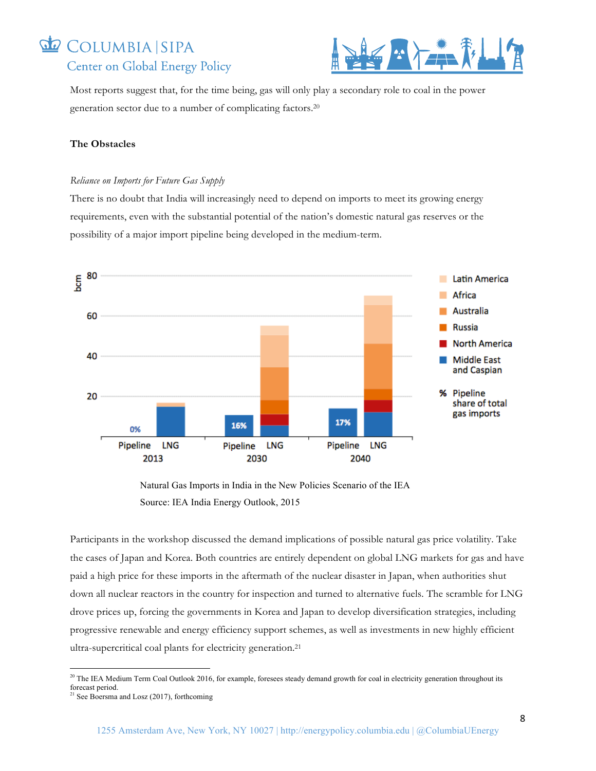Most reports suggest that, for the time being, gas will only play a secondary role to coal in the power generation sector due to a number of complicating factors.[20]

### The Obstacles

*Reliance on Imports for Future Gas Supply*

There is no doubt that India will increasingly need to depend on imports to meet its growing energy requirements, even with the substantial potential of the nation's domestic natural gas reserves or the possibility of a major import pipeline being developed in the medium-term.

Natural Gas Imports in India in the New Policies Scenario of the IEA
Source: IEA India Energy Outlook, 2015

Participants in the workshop discussed the demand implications of possible natural gas price volatility. Take the cases of Japan and Korea. Both countries are entirely dependent on global LNG markets for gas and have paid a high price for these imports in the aftermath of the nuclear disaster in Japan, when authorities shut down all nuclear reactors in the country for inspection and turned to alternative fuels. The scramble for LNG drove prices up, forcing the governments in Korea and Japan to develop diversification strategies, including progressive renewable and energy efficiency support schemes, as well as investments in new highly efficient ultra-supercritical coal plants for electricity generation.[21]

---

[20] The IEA Medium Term Coal Outlook 2016, for example, foresees steady demand growth for coal in electricity generation throughout its forecast period.

[21] See Boersma and Losz (2017), forthcoming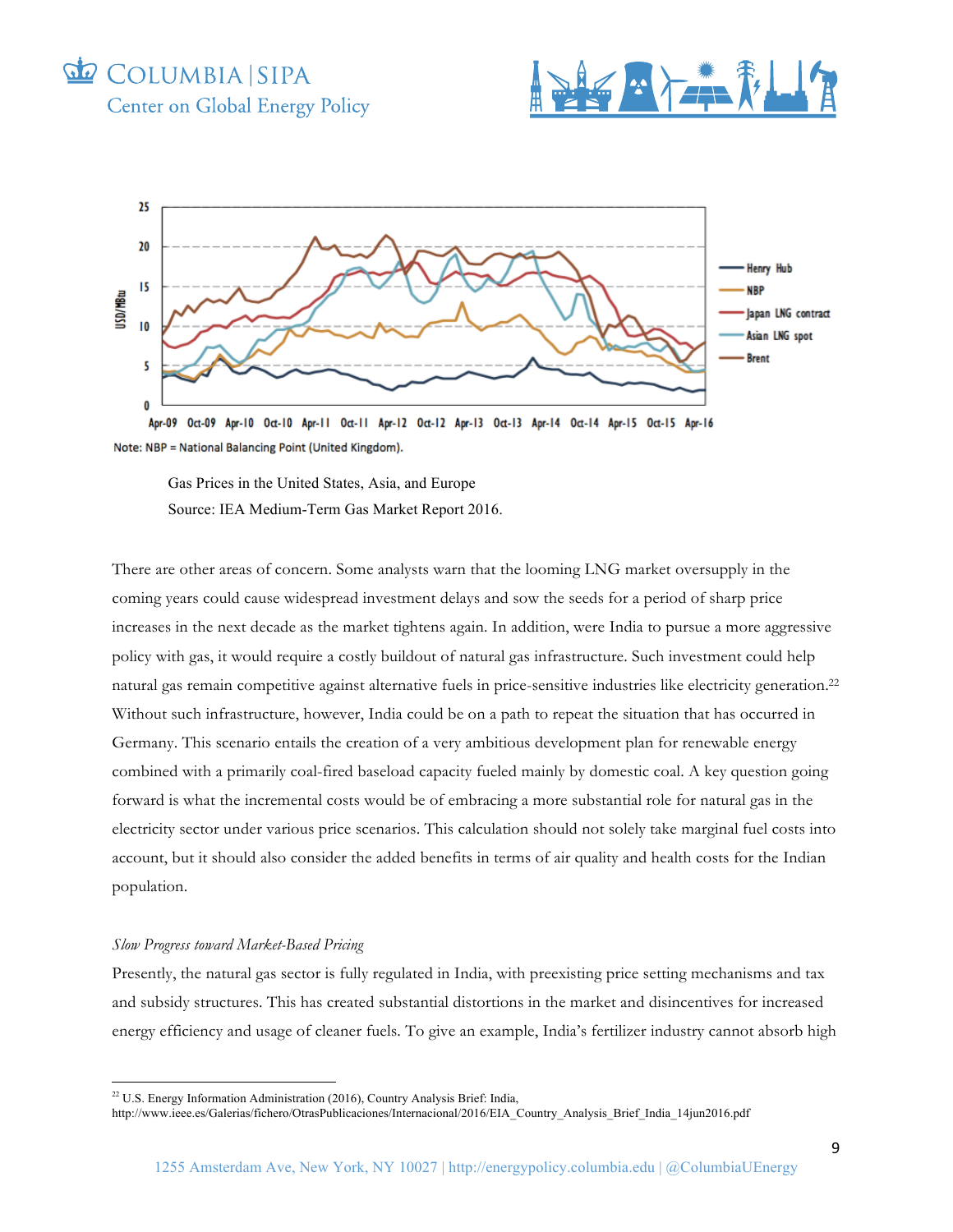Note: NBP = National Balancing Point (United Kingdom).

Gas Prices in the United States, Asia, and Europe
Source: IEA Medium-Term Gas Market Report 2016.

There are other areas of concern. Some analysts warn that the looming LNG market oversupply in the coming years could cause widespread investment delays and sow the seeds for a period of sharp price increases in the next decade as the market tightens again. In addition, were India to pursue a more aggressive policy with gas, it would require a costly buildout of natural gas infrastructure. Such investment could help natural gas remain competitive against alternative fuels in price-sensitive industries like electricity generation.[22] Without such infrastructure, however, India could be on a path to repeat the situation that has occurred in Germany. This scenario entails the creation of a very ambitious development plan for renewable energy combined with a primarily coal-fired baseload capacity fueled mainly by domestic coal. A key question going forward is what the incremental costs would be of embracing a more substantial role for natural gas in the electricity sector under various price scenarios. This calculation should not solely take marginal fuel costs into account, but it should also consider the added benefits in terms of air quality and health costs for the Indian population.

*Slow Progress toward Market-Based Pricing*

Presently, the natural gas sector is fully regulated in India, with preexisting price setting mechanisms and tax and subsidy structures. This has created substantial distortions in the market and disincentives for increased energy efficiency and usage of cleaner fuels. To give an example, India's fertilizer industry cannot absorb high

[22] U.S. Energy Information Administration (2016), Country Analysis Brief: India, http://www.ieee.es/Galerias/fichero/OtrasPublicaciones/Internacional/2016/EIA_Country_Analysis_Brief_India_14jun2016.pdf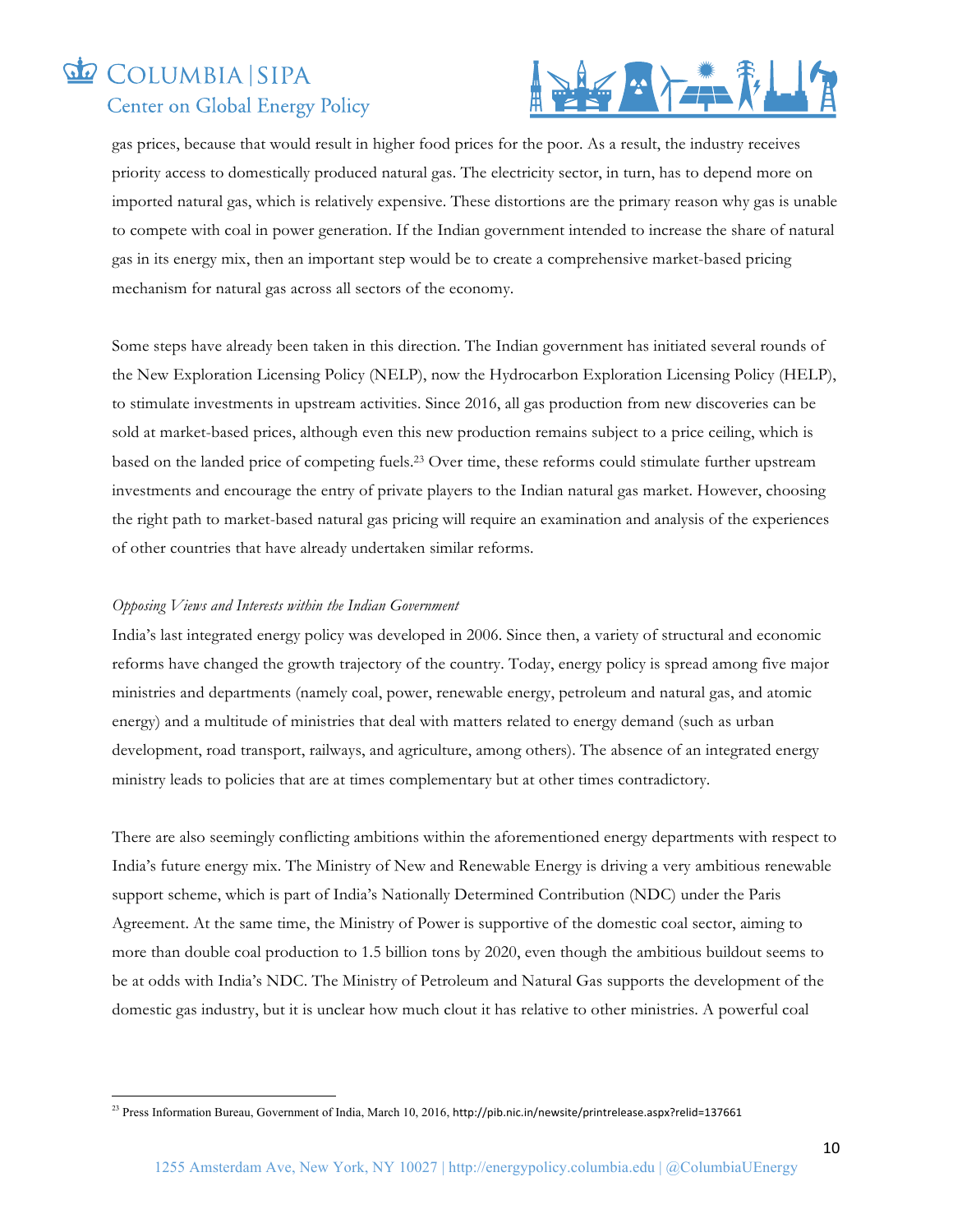gas prices, because that would result in higher food prices for the poor. As a result, the industry receives priority access to domestically produced natural gas. The electricity sector, in turn, has to depend more on imported natural gas, which is relatively expensive. These distortions are the primary reason why gas is unable to compete with coal in power generation. If the Indian government intended to increase the share of natural gas in its energy mix, then an important step would be to create a comprehensive market-based pricing mechanism for natural gas across all sectors of the economy.

Some steps have already been taken in this direction. The Indian government has initiated several rounds of the New Exploration Licensing Policy (NELP), now the Hydrocarbon Exploration Licensing Policy (HELP), to stimulate investments in upstream activities. Since 2016, all gas production from new discoveries can be sold at market-based prices, although even this new production remains subject to a price ceiling, which is based on the landed price of competing fuels.[23] Over time, these reforms could stimulate further upstream investments and encourage the entry of private players to the Indian natural gas market. However, choosing the right path to market-based natural gas pricing will require an examination and analysis of the experiences of other countries that have already undertaken similar reforms.

*Opposing Views and Interests within the Indian Government*

India's last integrated energy policy was developed in 2006. Since then, a variety of structural and economic reforms have changed the growth trajectory of the country. Today, energy policy is spread among five major ministries and departments (namely coal, power, renewable energy, petroleum and natural gas, and atomic energy) and a multitude of ministries that deal with matters related to energy demand (such as urban development, road transport, railways, and agriculture, among others). The absence of an integrated energy ministry leads to policies that are at times complementary but at other times contradictory.

There are also seemingly conflicting ambitions within the aforementioned energy departments with respect to India's future energy mix. The Ministry of New and Renewable Energy is driving a very ambitious renewable support scheme, which is part of India's Nationally Determined Contribution (NDC) under the Paris Agreement. At the same time, the Ministry of Power is supportive of the domestic coal sector, aiming to more than double coal production to 1.5 billion tons by 2020, even though the ambitious buildout seems to be at odds with India's NDC. The Ministry of Petroleum and Natural Gas supports the development of the domestic gas industry, but it is unclear how much clout it has relative to other ministries. A powerful coal

---

[23] Press Information Bureau, Government of India, March 10, 2016, http://pib.nic.in/newsite/printrelease.aspx?relid=137661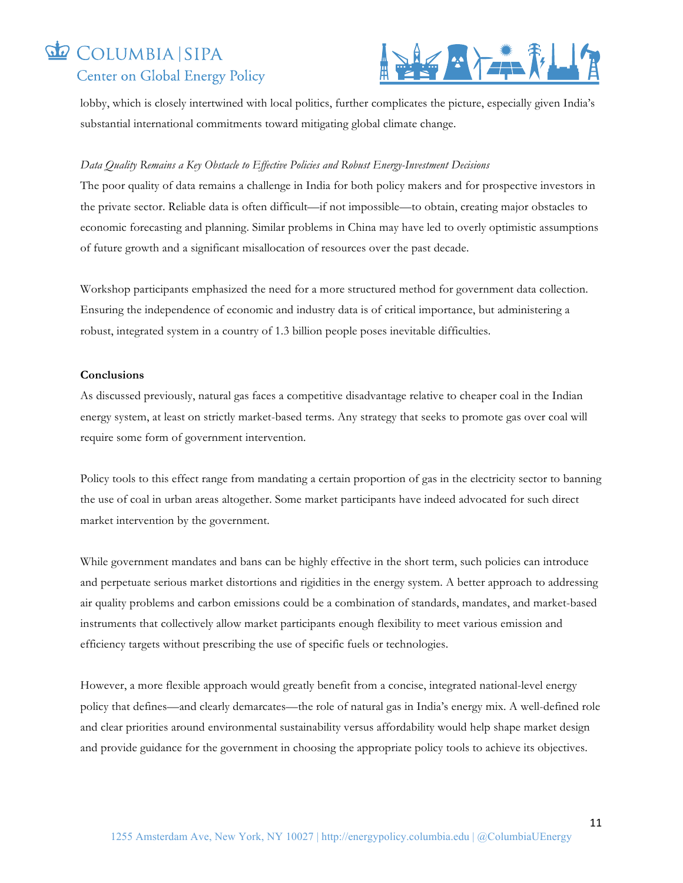lobby, which is closely intertwined with local politics, further complicates the picture, especially given India's substantial international commitments toward mitigating global climate change.

*Data Quality Remains a Key Obstacle to Effective Policies and Robust Energy-Investment Decisions*

The poor quality of data remains a challenge in India for both policy makers and for prospective investors in the private sector. Reliable data is often difficult—if not impossible—to obtain, creating major obstacles to economic forecasting and planning. Similar problems in China may have led to overly optimistic assumptions of future growth and a significant misallocation of resources over the past decade.

Workshop participants emphasized the need for a more structured method for government data collection. Ensuring the independence of economic and industry data is of critical importance, but administering a robust, integrated system in a country of 1.3 billion people poses inevitable difficulties.

**Conclusions**

As discussed previously, natural gas faces a competitive disadvantage relative to cheaper coal in the Indian energy system, at least on strictly market-based terms. Any strategy that seeks to promote gas over coal will require some form of government intervention.

Policy tools to this effect range from mandating a certain proportion of gas in the electricity sector to banning the use of coal in urban areas altogether. Some market participants have indeed advocated for such direct market intervention by the government.

While government mandates and bans can be highly effective in the short term, such policies can introduce and perpetuate serious market distortions and rigidities in the energy system. A better approach to addressing air quality problems and carbon emissions could be a combination of standards, mandates, and market-based instruments that collectively allow market participants enough flexibility to meet various emission and efficiency targets without prescribing the use of specific fuels or technologies.

However, a more flexible approach would greatly benefit from a concise, integrated national-level energy policy that defines—and clearly demarcates—the role of natural gas in India's energy mix. A well-defined role and clear priorities around environmental sustainability versus affordability would help shape market design and provide guidance for the government in choosing the appropriate policy tools to achieve its objectives.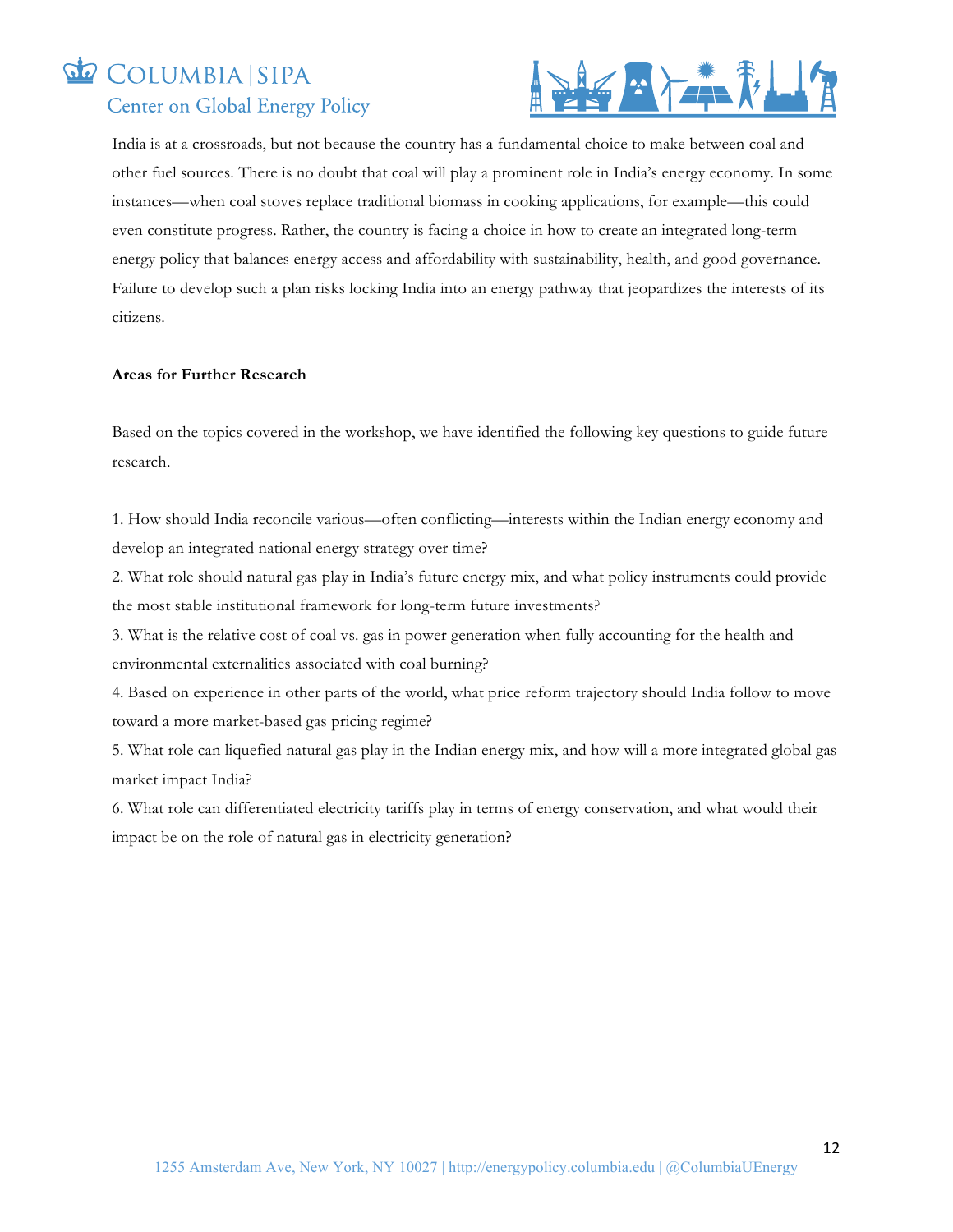India is at a crossroads, but not because the country has a fundamental choice to make between coal and other fuel sources. There is no doubt that coal will play a prominent role in India's energy economy. In some instances—when coal stoves replace traditional biomass in cooking applications, for example—this could even constitute progress. Rather, the country is facing a choice in how to create an integrated long-term energy policy that balances energy access and affordability with sustainability, health, and good governance. Failure to develop such a plan risks locking India into an energy pathway that jeopardizes the interests of its citizens.

**Areas for Further Research**

Based on the topics covered in the workshop, we have identified the following key questions to guide future research.

1. How should India reconcile various—often conflicting—interests within the Indian energy economy and develop an integrated national energy strategy over time?
2. What role should natural gas play in India's future energy mix, and what policy instruments could provide the most stable institutional framework for long-term future investments?
3. What is the relative cost of coal vs. gas in power generation when fully accounting for the health and environmental externalities associated with coal burning?
4. Based on experience in other parts of the world, what price reform trajectory should India follow to move toward a more market-based gas pricing regime?
5. What role can liquefied natural gas play in the Indian energy mix, and how will a more integrated global gas market impact India?
6. What role can differentiated electricity tariffs play in terms of energy conservation, and what would their impact be on the role of natural gas in electricity generation?